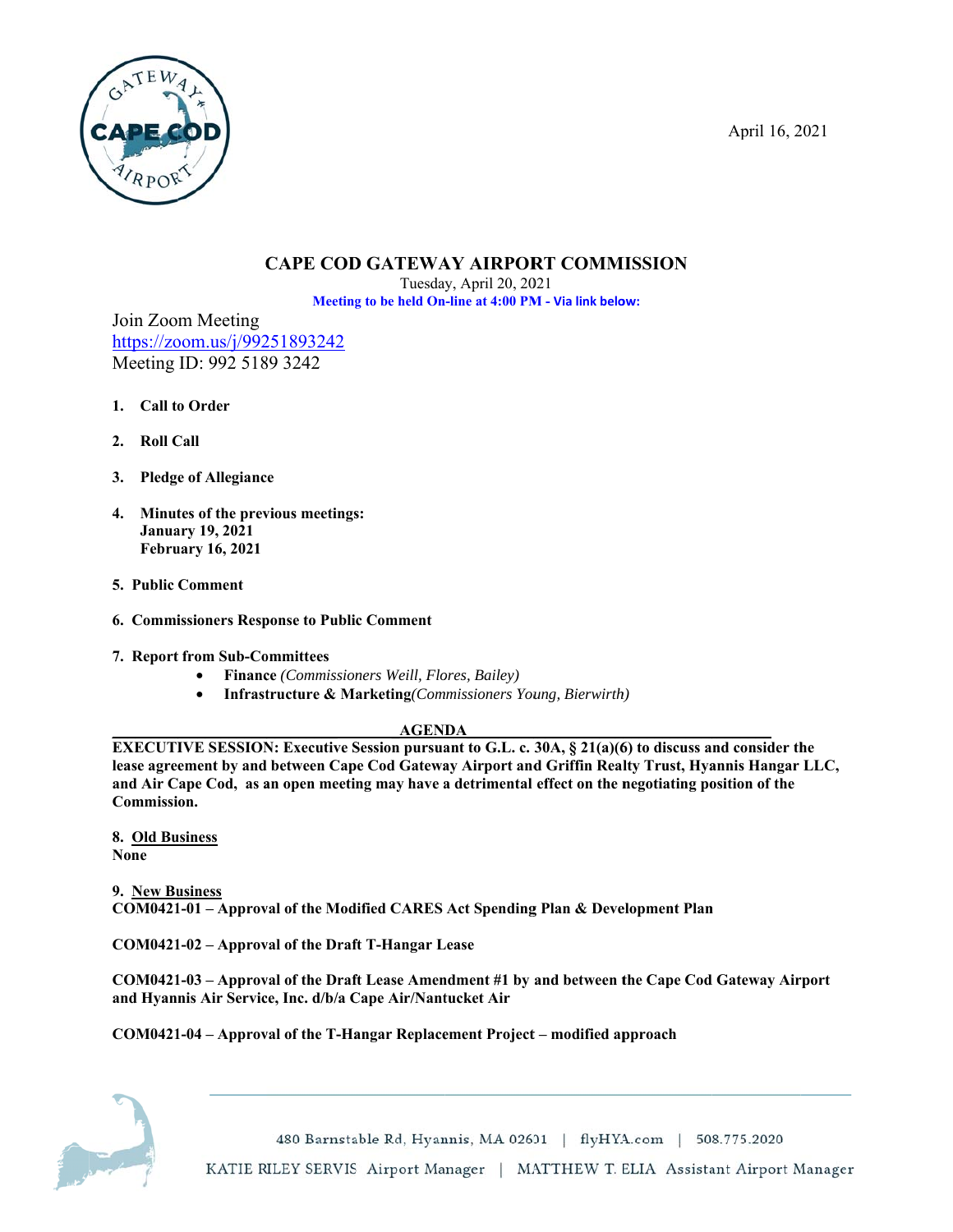April 16, 2021

# CAPE COD GATEWAY AIRPORT COMMISSION

Tuesday, April 20, 2021

**Meeting to be held On-line at 4:00 PM - Via link below:**

Join Zoom Meeting
https://zoom.us/j/99251893242
Meeting ID: 992 5189 3242

1. **Call to Order**
2. **Roll Call**
3. **Pledge of Allegiance**
4. **Minutes of the previous meetings:**
   **January 19, 2021**
   **February 16, 2021**
5. **Public Comment**
6. **Commissioners Response to Public Comment**
7. **Report from Sub-Committees**
   - **Finance** *(Commissioners Weill, Flores, Bailey)*
   - **Infrastructure & Marketing***(Commissioners Young, Bierwirth)*

## AGENDA

**EXECUTIVE SESSION: Executive Session pursuant to G.L. c. 30A, § 21(a)(6) to discuss and consider the lease agreement by and between Cape Cod Gateway Airport and Griffin Realty Trust, Hyannis Hangar LLC, and Air Cape Cod, as an open meeting may have a detrimental effect on the negotiating position of the Commission.**

**8. Old Business**
**None**

**9. New Business**
**COM0421-01 – Approval of the Modified CARES Act Spending Plan & Development Plan**

**COM0421-02 – Approval of the Draft T-Hangar Lease**

**COM0421-03 – Approval of the Draft Lease Amendment #1 by and between the Cape Cod Gateway Airport and Hyannis Air Service, Inc. d/b/a Cape Air/Nantucket Air**

**COM0421-04 – Approval of the T-Hangar Replacement Project – modified approach**

480 Barnstable Rd, Hyannis, MA 02601 | flyHYA.com | 508.775.2020

KATIE RILEY SERVIS Airport Manager | MATTHEW T. ELIA Assistant Airport Manager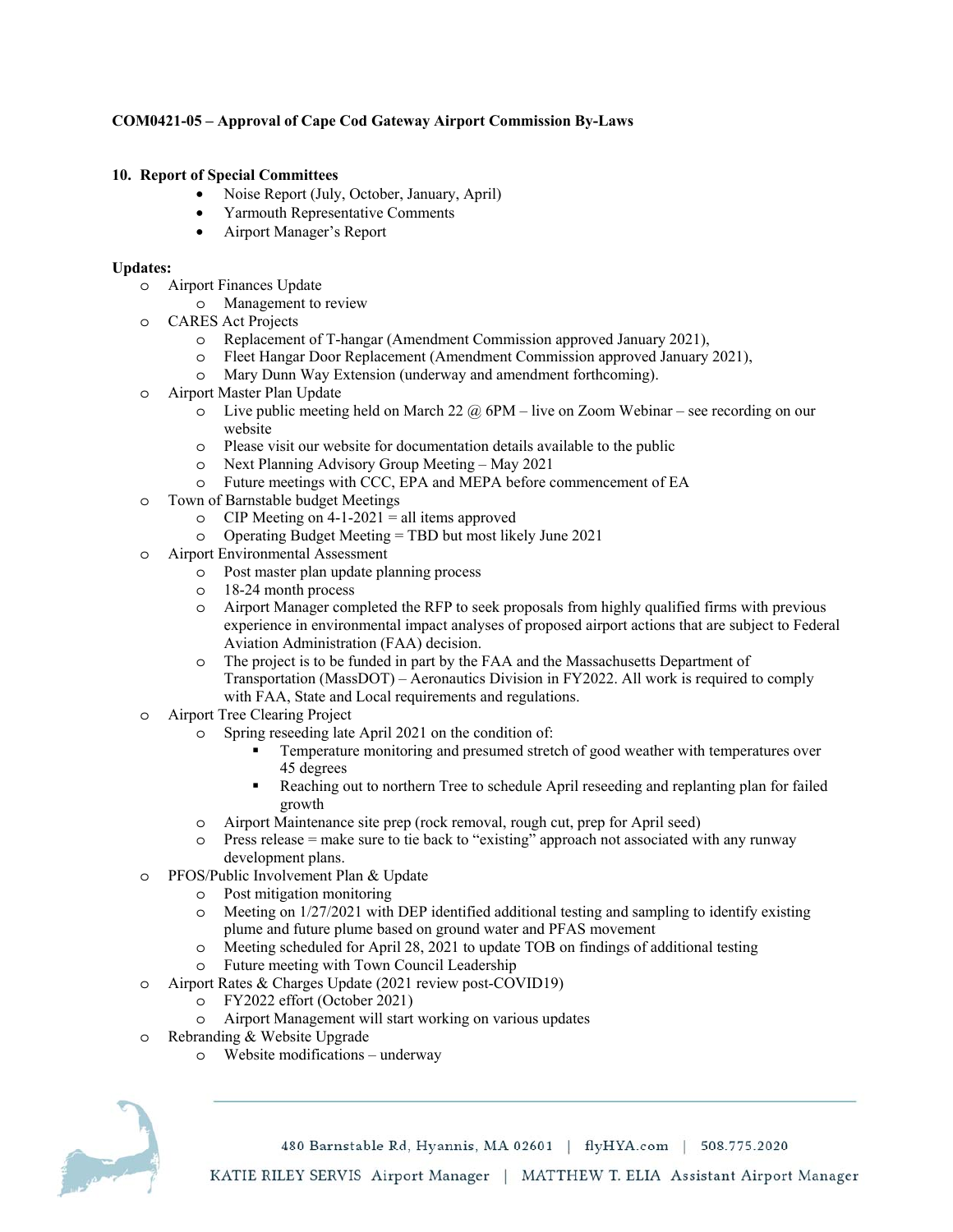**COM0421-05 – Approval of Cape Cod Gateway Airport Commission By-Laws**

**10. Report of Special Committees**

- Noise Report (July, October, January, April)
- Yarmouth Representative Comments
- Airport Manager's Report

**Updates:**

- Airport Finances Update
  - Management to review
- CARES Act Projects
  - Replacement of T-hangar (Amendment Commission approved January 2021),
  - Fleet Hangar Door Replacement (Amendment Commission approved January 2021),
  - Mary Dunn Way Extension (underway and amendment forthcoming).
- Airport Master Plan Update
  - Live public meeting held on March 22 @ 6PM – live on Zoom Webinar – see recording on our website
  - Please visit our website for documentation details available to the public
  - Next Planning Advisory Group Meeting – May 2021
  - Future meetings with CCC, EPA and MEPA before commencement of EA
- Town of Barnstable budget Meetings
  - CIP Meeting on 4-1-2021 = all items approved
  - Operating Budget Meeting = TBD but most likely June 2021
- Airport Environmental Assessment
  - Post master plan update planning process
  - 18-24 month process
  - Airport Manager completed the RFP to seek proposals from highly qualified firms with previous experience in environmental impact analyses of proposed airport actions that are subject to Federal Aviation Administration (FAA) decision.
  - The project is to be funded in part by the FAA and the Massachusetts Department of Transportation (MassDOT) – Aeronautics Division in FY2022. All work is required to comply with FAA, State and Local requirements and regulations.
- Airport Tree Clearing Project
  - Spring reseeding late April 2021 on the condition of:
    - Temperature monitoring and presumed stretch of good weather with temperatures over 45 degrees
    - Reaching out to northern Tree to schedule April reseeding and replanting plan for failed growth
  - Airport Maintenance site prep (rock removal, rough cut, prep for April seed)
  - Press release = make sure to tie back to "existing" approach not associated with any runway development plans.
- PFOS/Public Involvement Plan & Update
  - Post mitigation monitoring
  - Meeting on 1/27/2021 with DEP identified additional testing and sampling to identify existing plume and future plume based on ground water and PFAS movement
  - Meeting scheduled for April 28, 2021 to update TOB on findings of additional testing
  - Future meeting with Town Council Leadership
- Airport Rates & Charges Update (2021 review post-COVID19)
  - FY2022 effort (October 2021)
  - Airport Management will start working on various updates
- Rebranding & Website Upgrade
  - Website modifications – underway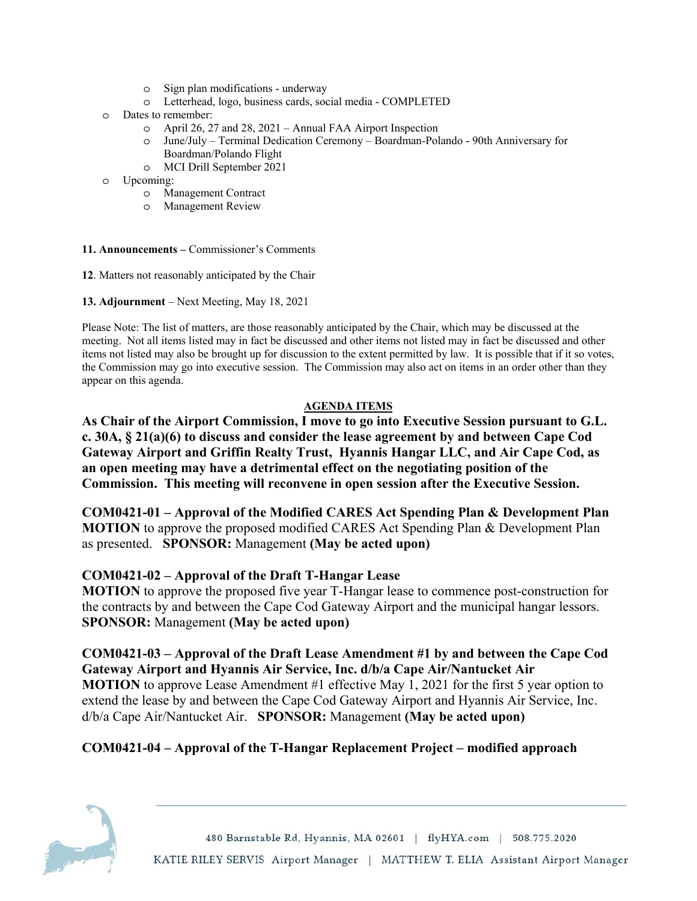- Sign plan modifications - underway
    - Letterhead, logo, business cards, social media - COMPLETED
- Dates to remember:
    - April 26, 27 and 28, 2021 – Annual FAA Airport Inspection
    - June/July – Terminal Dedication Ceremony – Boardman-Polando - 90th Anniversary for Boardman/Polando Flight
    - MCI Drill September 2021
- Upcoming:
    - Management Contract
    - Management Review

**11. Announcements –** Commissioner's Comments

**12**. Matters not reasonably anticipated by the Chair

**13. Adjournment** – Next Meeting, May 18, 2021

Please Note: The list of matters, are those reasonably anticipated by the Chair, which may be discussed at the meeting. Not all items listed may in fact be discussed and other items not listed may in fact be discussed and other items not listed may also be brought up for discussion to the extent permitted by law. It is possible that if it so votes, the Commission may go into executive session. The Commission may also act on items in an order other than they appear on this agenda.

**AGENDA ITEMS**

**As Chair of the Airport Commission, I move to go into Executive Session pursuant to G.L. c. 30A, § 21(a)(6) to discuss and consider the lease agreement by and between Cape Cod Gateway Airport and Griffin Realty Trust, Hyannis Hangar LLC, and Air Cape Cod, as an open meeting may have a detrimental effect on the negotiating position of the Commission. This meeting will reconvene in open session after the Executive Session.**

**COM0421-01 – Approval of the Modified CARES Act Spending Plan & Development Plan**
**MOTION** to approve the proposed modified CARES Act Spending Plan & Development Plan as presented. **SPONSOR:** Management **(May be acted upon)**

**COM0421-02 – Approval of the Draft T-Hangar Lease**
**MOTION** to approve the proposed five year T-Hangar lease to commence post-construction for the contracts by and between the Cape Cod Gateway Airport and the municipal hangar lessors. **SPONSOR:** Management **(May be acted upon)**

**COM0421-03 – Approval of the Draft Lease Amendment #1 by and between the Cape Cod Gateway Airport and Hyannis Air Service, Inc. d/b/a Cape Air/Nantucket Air**
**MOTION** to approve Lease Amendment #1 effective May 1, 2021 for the first 5 year option to extend the lease by and between the Cape Cod Gateway Airport and Hyannis Air Service, Inc. d/b/a Cape Air/Nantucket Air. **SPONSOR:** Management **(May be acted upon)**

**COM0421-04 – Approval of the T-Hangar Replacement Project – modified approach**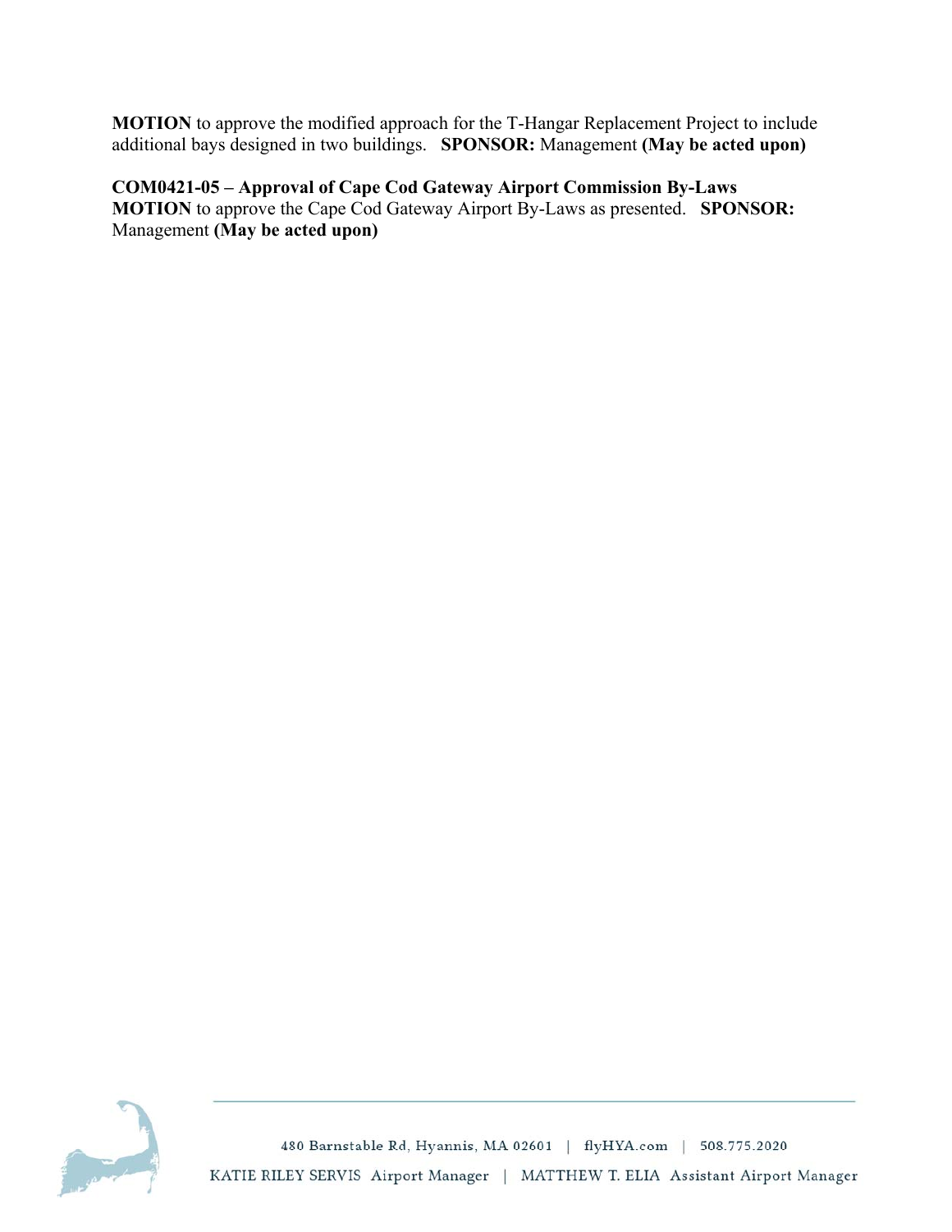**MOTION** to approve the modified approach for the T-Hangar Replacement Project to include additional bays designed in two buildings. **SPONSOR:** Management **(May be acted upon)**

**COM0421-05 – Approval of Cape Cod Gateway Airport Commission By-Laws**
**MOTION** to approve the Cape Cod Gateway Airport By-Laws as presented. **SPONSOR:** Management **(May be acted upon)**